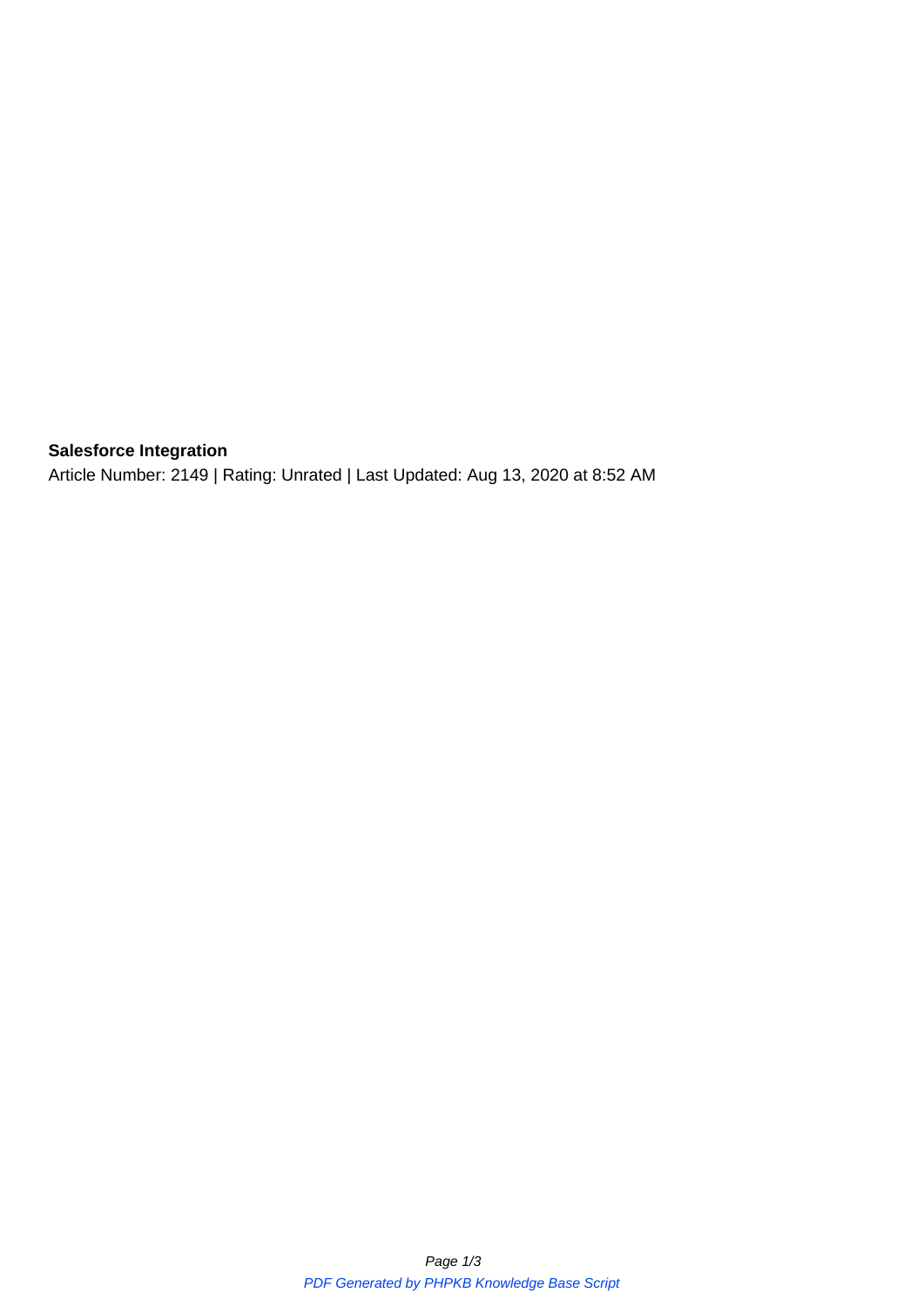**Salesforce Integration**

Article Number: 2149 | Rating: Unrated | Last Updated: Aug 13, 2020 at 8:52 AM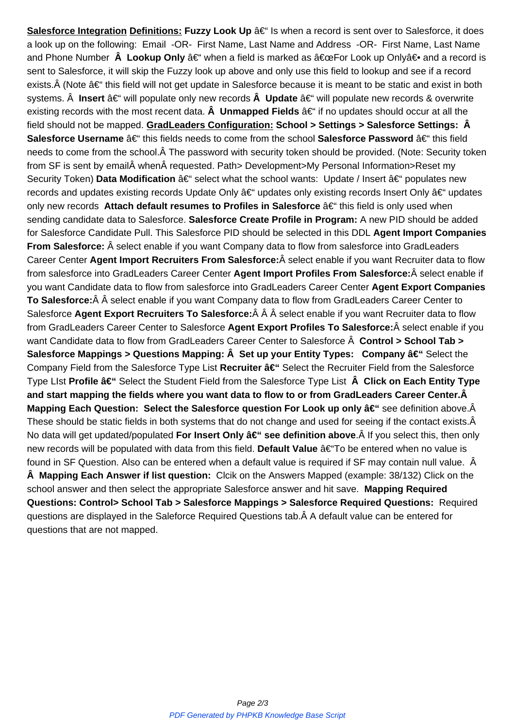**<u>Salesforce Integration</u>** **<u>Definitions:</u>** **Fuzzy Look Up** â€" Is when a record is sent over to Salesforce, it does a look up on the following: Email -OR- First Name, Last Name and Address -OR- First Name, Last Name and Phone Number **Â Lookup Only** â€" when a field is marked as â€œFor Look up Onlyâ€• and a record is sent to Salesforce, it will skip the Fuzzy look up above and only use this field to lookup and see if a record exists.Â (Note â€" this field will not get update in Salesforce because it is meant to be static and exist in both systems. Â **Insert** â€" will populate only new records **Â Update** â€" will populate new records & overwrite existing records with the most recent data. **Â Unmapped Fields** â€" if no updates should occur at all the field should not be mapped. **<u>GradLeaders Configuration:</u>** **School > Settings > Salesforce Settings: Â Salesforce Username** â€" this fields needs to come from the school **Salesforce Password** â€" this field needs to come from the school.Â The password with security token should be provided. (Note: Security token from SF is sent by emailÂ whenÂ requested. Path> Development>My Personal Information>Reset my Security Token) **Data Modification** â€" select what the school wants: Update / Insert â€" populates new records and updates existing records Update Only â€" updates only existing records Insert Only â€" updates only new records **Attach default resumes to Profiles in Salesforce** â€" this field is only used when sending candidate data to Salesforce. **Salesforce Create Profile in Program:** A new PID should be added for Salesforce Candidate Pull. This Salesforce PID should be selected in this DDL **Agent Import Companies From Salesforce:** Â select enable if you want Company data to flow from salesforce into GradLeaders Career Center **Agent Import Recruiters From Salesforce:**Â select enable if you want Recruiter data to flow from salesforce into GradLeaders Career Center **Agent Import Profiles From Salesforce:**Â select enable if you want Candidate data to flow from salesforce into GradLeaders Career Center **Agent Export Companies To Salesforce:**Â Â select enable if you want Company data to flow from GradLeaders Career Center to Salesforce **Agent Export Recruiters To Salesforce:**Â Â Â select enable if you want Recruiter data to flow from GradLeaders Career Center to Salesforce **Agent Export Profiles To Salesforce:**Â select enable if you want Candidate data to flow from GradLeaders Career Center to Salesforce Â **Control > School Tab > Salesforce Mappings > Questions Mapping: Â Set up your Entity Types: Company â€"** Select the Company Field from the Salesforce Type List **Recruiter â€"** Select the Recruiter Field from the Salesforce Type LIst **Profile â€"** Select the Student Field from the Salesforce Type List **Â Click on Each Entity Type and start mapping the fields where you want data to flow to or from GradLeaders Career Center.Â Mapping Each Question: Select the Salesforce question For Look up only â€"** see definition above.Â These should be static fields in both systems that do not change and used for seeing if the contact exists.Â No data will get updated/populated **For Insert Only â€" see definition above**.Â If you select this, then only new records will be populated with data from this field. **Default Value** â€"To be entered when no value is found in SF Question. Also can be entered when a default value is required if SF may contain null value. Â **Â Mapping Each Answer if list question:** Clcik on the Answers Mapped (example: 38/132) Click on the school answer and then select the appropriate Salesforce answer and hit save. **Mapping Required Questions: Control> School Tab > Salesforce Mappings > Salesforce Required Questions:** Required questions are displayed in the Saleforce Required Questions tab.Â A default value can be entered for questions that are not mapped.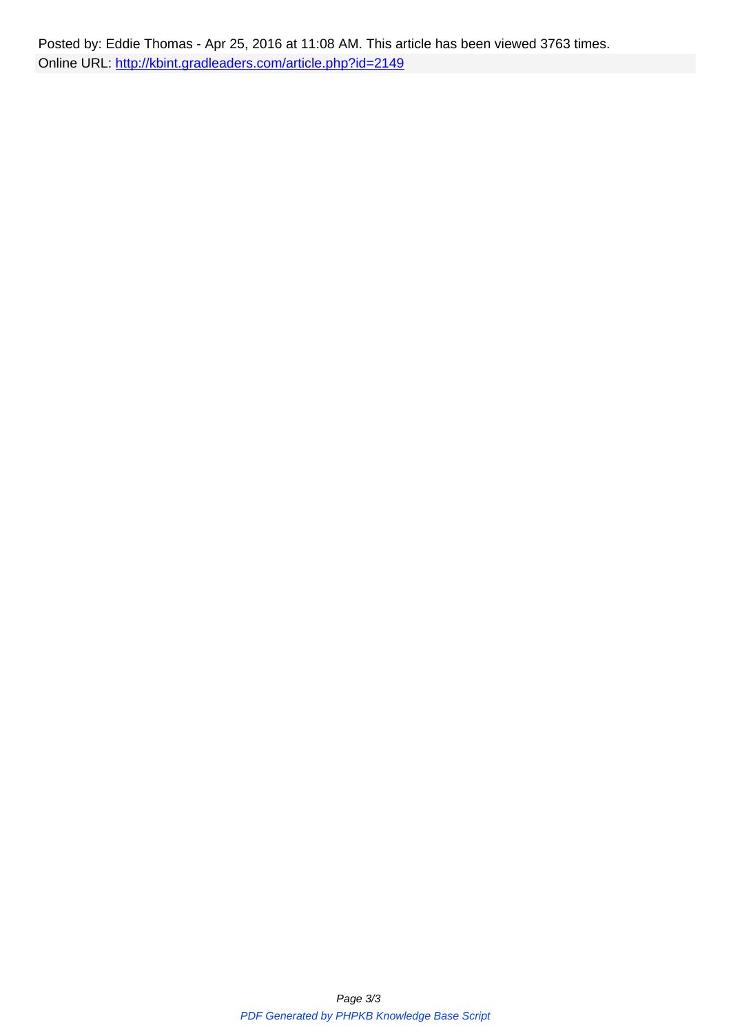Posted by: Eddie Thomas - Apr 25, 2016 at 11:08 AM. This article has been viewed 3763 times.

Online URL: http://kbint.gradleaders.com/article.php?id=2149